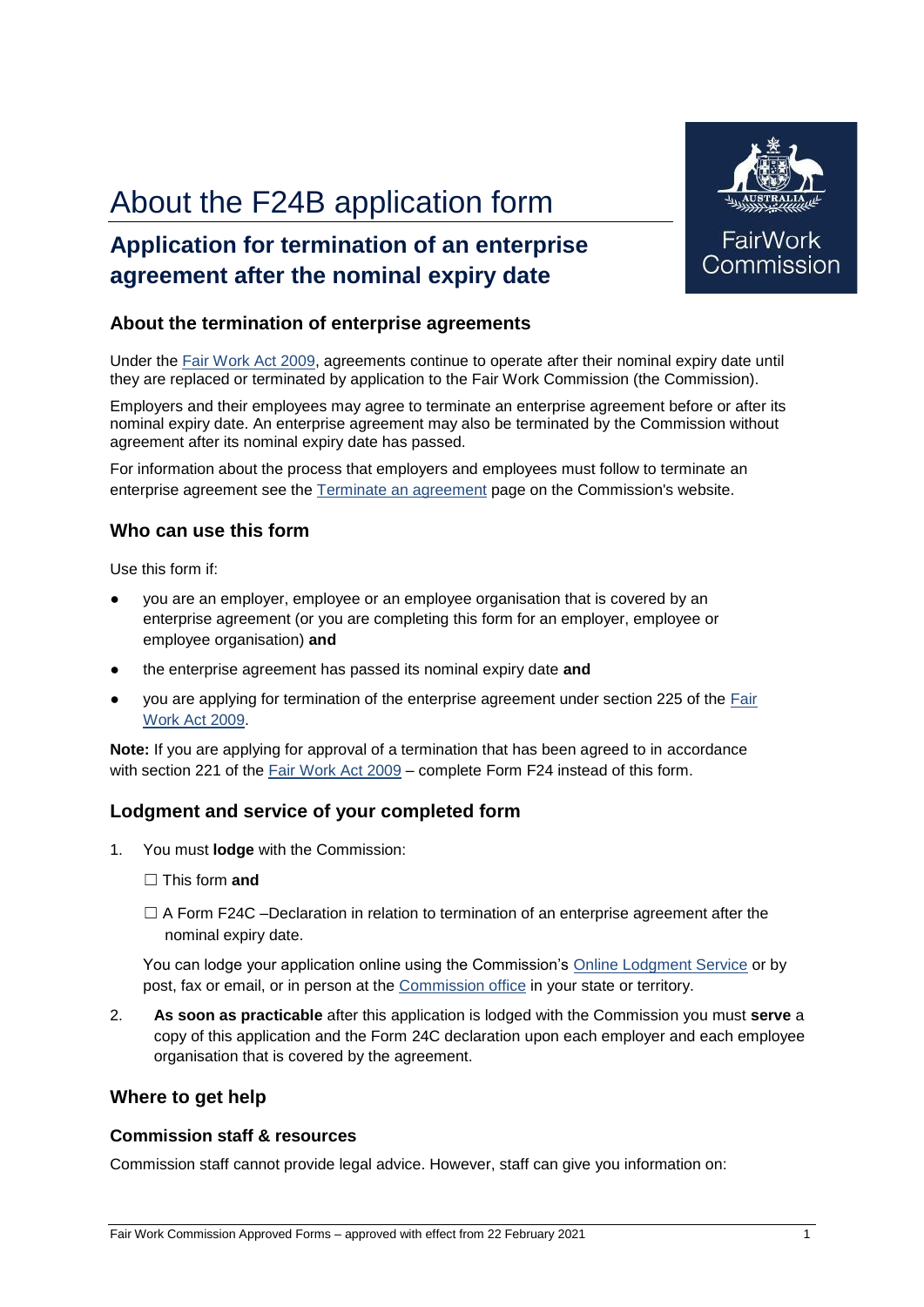# About the F24B application form

## Application for termination of an enterprise agreement after the nominal expiry date

FairWork Commission

### About the termination of enterprise agreements

Under the Fair Work Act 2009, agreements continue to operate after their nominal expiry date until they are replaced or terminated by application to the Fair Work Commission (the Commission).

Employers and their employees may agree to terminate an enterprise agreement before or after its nominal expiry date. An enterprise agreement may also be terminated by the Commission without agreement after its nominal expiry date has passed.

For information about the process that employers and employees must follow to terminate an enterprise agreement see the Terminate an agreement page on the Commission's website.

### Who can use this form

Use this form if:

- you are an employer, employee or an employee organisation that is covered by an enterprise agreement (or you are completing this form for an employer, employee or employee organisation) **and**
- the enterprise agreement has passed its nominal expiry date **and**
- you are applying for termination of the enterprise agreement under section 225 of the Fair Work Act 2009.

**Note:** If you are applying for approval of a termination that has been agreed to in accordance with section 221 of the Fair Work Act 2009 – complete Form F24 instead of this form.

### Lodgment and service of your completed form

1. You must **lodge** with the Commission:

   ☐ This form **and**

   ☐ A Form F24C –Declaration in relation to termination of an enterprise agreement after the nominal expiry date.

   You can lodge your application online using the Commission's Online Lodgment Service or by post, fax or email, or in person at the Commission office in your state or territory.

2. **As soon as practicable** after this application is lodged with the Commission you must **serve** a copy of this application and the Form 24C declaration upon each employer and each employee organisation that is covered by the agreement.

### Where to get help

#### Commission staff & resources

Commission staff cannot provide legal advice. However, staff can give you information on: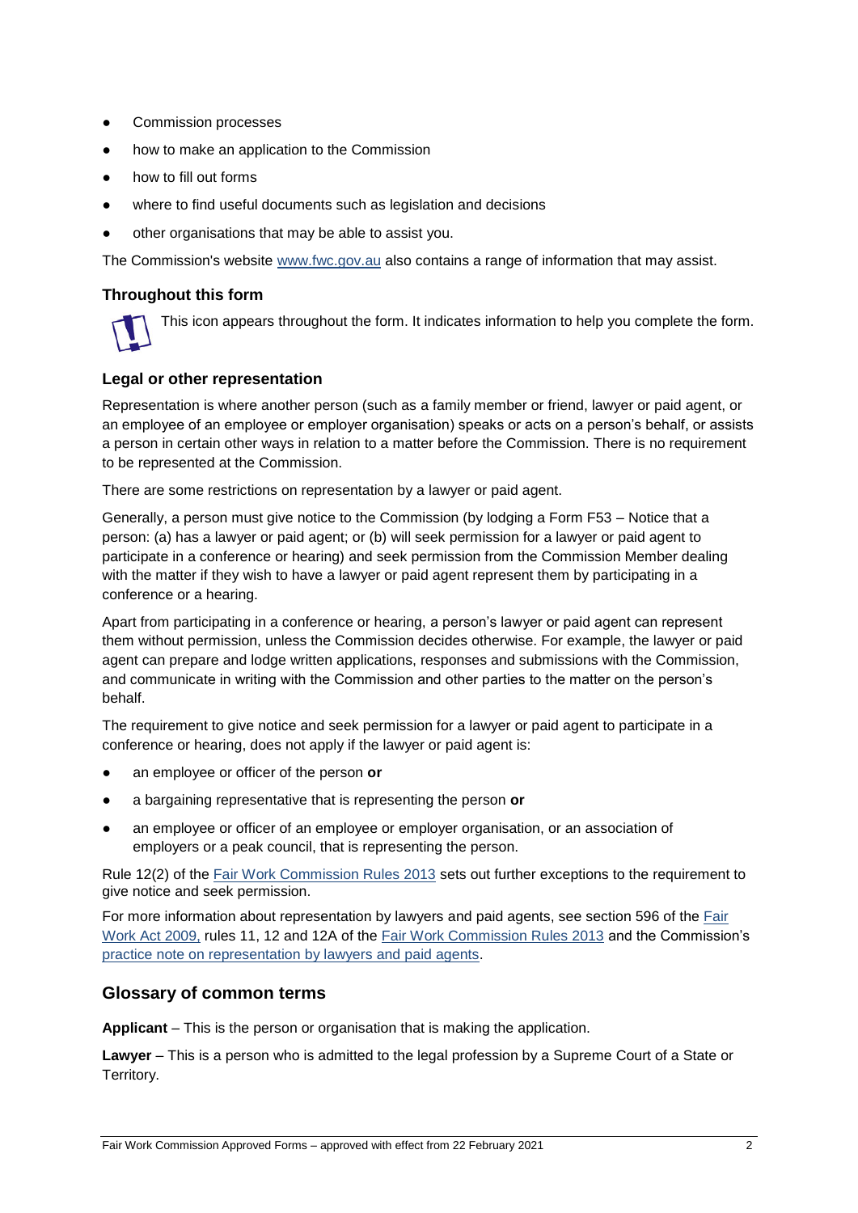- Commission processes
- how to make an application to the Commission
- how to fill out forms
- where to find useful documents such as legislation and decisions
- other organisations that may be able to assist you.

The Commission's website www.fwc.gov.au also contains a range of information that may assist.

### Throughout this form

This icon appears throughout the form. It indicates information to help you complete the form.

### Legal or other representation

Representation is where another person (such as a family member or friend, lawyer or paid agent, or an employee of an employee or employer organisation) speaks or acts on a person's behalf, or assists a person in certain other ways in relation to a matter before the Commission. There is no requirement to be represented at the Commission.

There are some restrictions on representation by a lawyer or paid agent.

Generally, a person must give notice to the Commission (by lodging a Form F53 – Notice that a person: (a) has a lawyer or paid agent; or (b) will seek permission for a lawyer or paid agent to participate in a conference or hearing) and seek permission from the Commission Member dealing with the matter if they wish to have a lawyer or paid agent represent them by participating in a conference or a hearing.

Apart from participating in a conference or hearing, a person's lawyer or paid agent can represent them without permission, unless the Commission decides otherwise. For example, the lawyer or paid agent can prepare and lodge written applications, responses and submissions with the Commission, and communicate in writing with the Commission and other parties to the matter on the person's behalf.

The requirement to give notice and seek permission for a lawyer or paid agent to participate in a conference or hearing, does not apply if the lawyer or paid agent is:

- an employee or officer of the person **or**
- a bargaining representative that is representing the person **or**
- an employee or officer of an employee or employer organisation, or an association of employers or a peak council, that is representing the person.

Rule 12(2) of the Fair Work Commission Rules 2013 sets out further exceptions to the requirement to give notice and seek permission.

For more information about representation by lawyers and paid agents, see section 596 of the Fair Work Act 2009, rules 11, 12 and 12A of the Fair Work Commission Rules 2013 and the Commission's practice note on representation by lawyers and paid agents.

## Glossary of common terms

**Applicant** – This is the person or organisation that is making the application.

**Lawyer** – This is a person who is admitted to the legal profession by a Supreme Court of a State or Territory.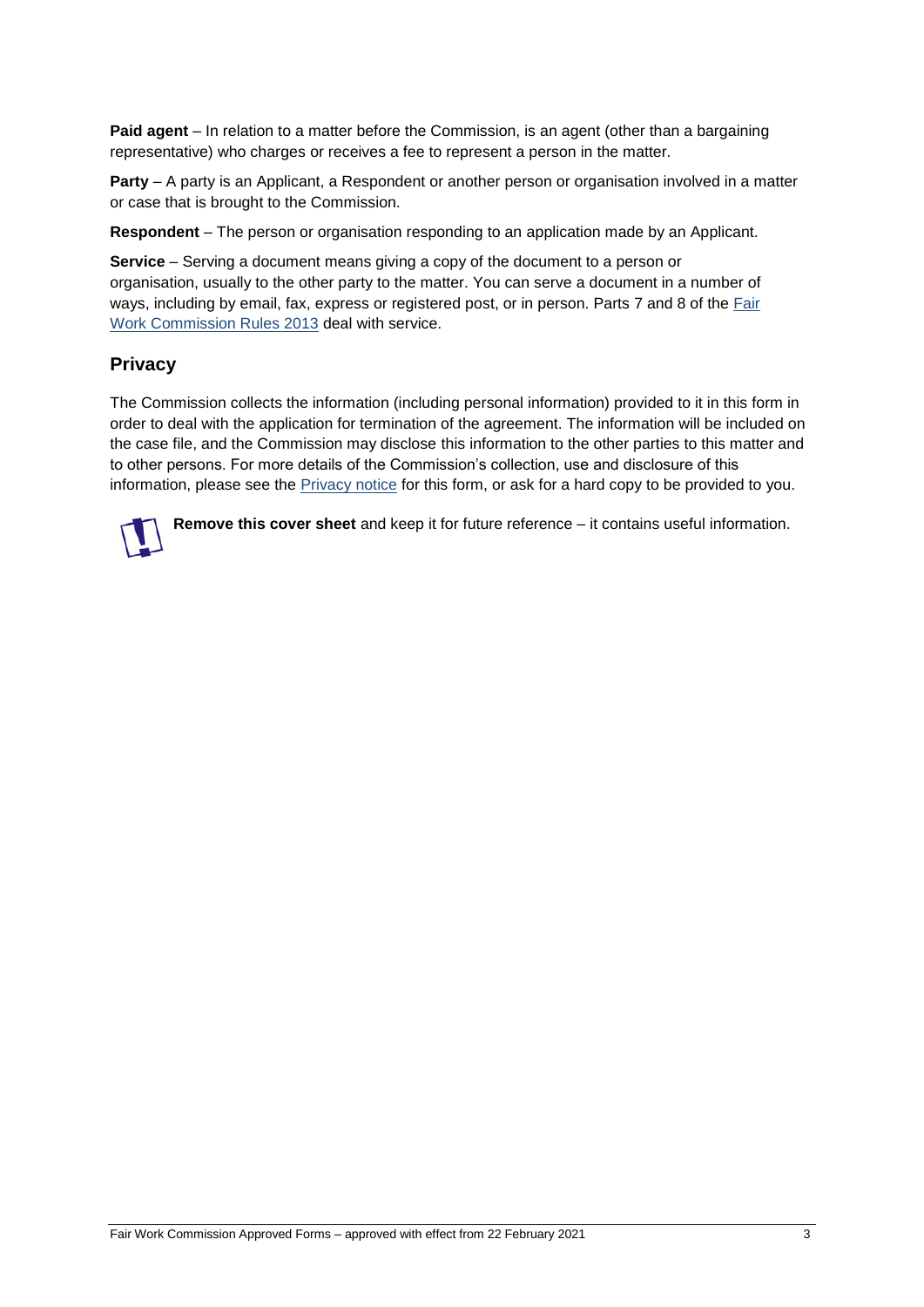**Paid agent** – In relation to a matter before the Commission, is an agent (other than a bargaining representative) who charges or receives a fee to represent a person in the matter.

**Party** – A party is an Applicant, a Respondent or another person or organisation involved in a matter or case that is brought to the Commission.

**Respondent** – The person or organisation responding to an application made by an Applicant.

**Service** – Serving a document means giving a copy of the document to a person or organisation, usually to the other party to the matter. You can serve a document in a number of ways, including by email, fax, express or registered post, or in person. Parts 7 and 8 of the Fair Work Commission Rules 2013 deal with service.

## Privacy

The Commission collects the information (including personal information) provided to it in this form in order to deal with the application for termination of the agreement. The information will be included on the case file, and the Commission may disclose this information to the other parties to this matter and to other persons. For more details of the Commission's collection, use and disclosure of this information, please see the Privacy notice for this form, or ask for a hard copy to be provided to you.

**Remove this cover sheet** and keep it for future reference – it contains useful information.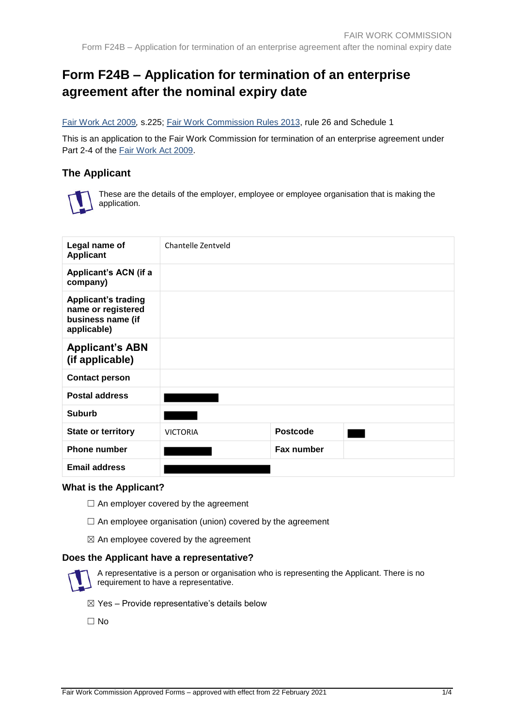# Form F24B – Application for termination of an enterprise agreement after the nominal expiry date

Fair Work Act 2009, s.225; Fair Work Commission Rules 2013, rule 26 and Schedule 1

This is an application to the Fair Work Commission for termination of an enterprise agreement under Part 2-4 of the Fair Work Act 2009.

## The Applicant

These are the details of the employer, employee or employee organisation that is making the application.

| | | | |
|---|---|---|---|
| **Legal name of Applicant** | Chantelle Zentveld | | |
| **Applicant's ACN (if a company)** | | | |
| **Applicant's trading name or registered business name (if applicable)** | | | |
| **Applicant's ABN (if applicable)** | | | |
| **Contact person** | | | |
| **Postal address** | ███ | | |
| **Suburb** | ███ | | |
| **State or territory** | VICTORIA | **Postcode** | ███ |
| **Phone number** | ███ | **Fax number** | |
| **Email address** | ███ | | |

### What is the Applicant?

☐ An employer covered by the agreement

☐ An employee organisation (union) covered by the agreement

☒ An employee covered by the agreement

### Does the Applicant have a representative?

A representative is a person or organisation who is representing the Applicant. There is no requirement to have a representative.

☒ Yes – Provide representative's details below

☐ No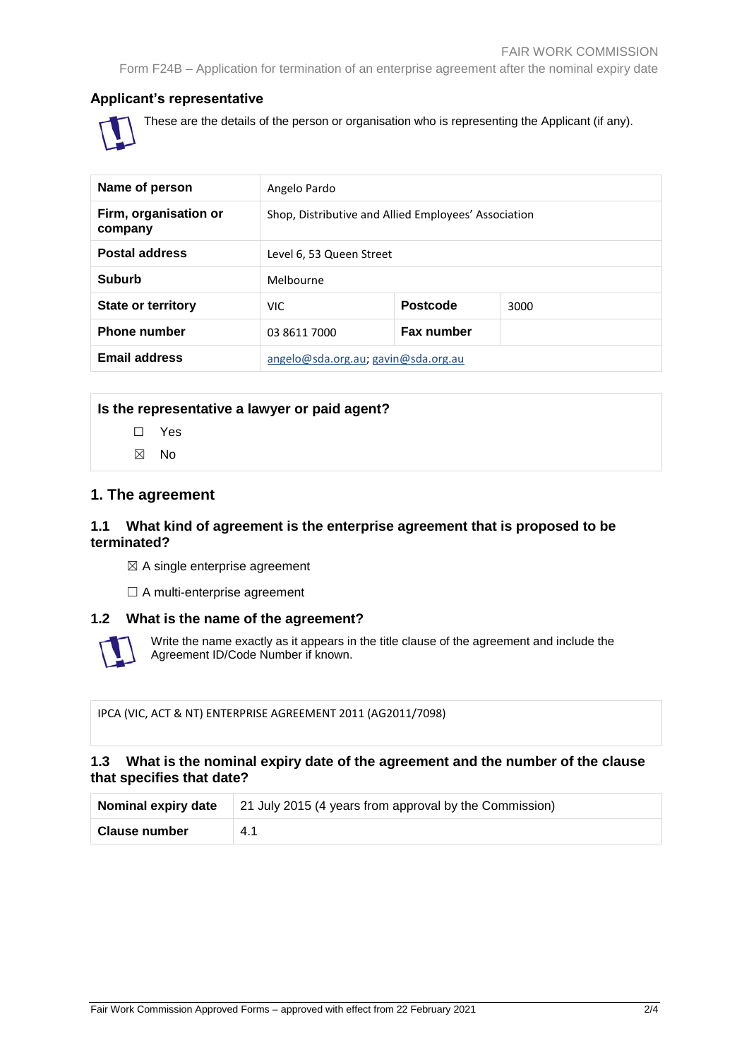## Applicant's representative

These are the details of the person or organisation who is representing the Applicant (if any).

| | | | |
|---|---|---|---|
| **Name of person** | Angelo Pardo | | |
| **Firm, organisation or company** | Shop, Distributive and Allied Employees' Association | | |
| **Postal address** | Level 6, 53 Queen Street | | |
| **Suburb** | Melbourne | | |
| **State or territory** | VIC | **Postcode** | 3000 |
| **Phone number** | 03 8611 7000 | **Fax number** | |
| **Email address** | angelo@sda.org.au; gavin@sda.org.au | | |

**Is the representative a lawyer or paid agent?**

☐ Yes

☒ No

## 1. The agreement

### 1.1 What kind of agreement is the enterprise agreement that is proposed to be terminated?

☒ A single enterprise agreement

☐ A multi-enterprise agreement

### 1.2 What is the name of the agreement?

Write the name exactly as it appears in the title clause of the agreement and include the Agreement ID/Code Number if known.

IPCA (VIC, ACT & NT) ENTERPRISE AGREEMENT 2011 (AG2011/7098)

### 1.3 What is the nominal expiry date of the agreement and the number of the clause that specifies that date?

| | |
|---|---|
| **Nominal expiry date** | 21 July 2015 (4 years from approval by the Commission) |
| **Clause number** | 4.1 |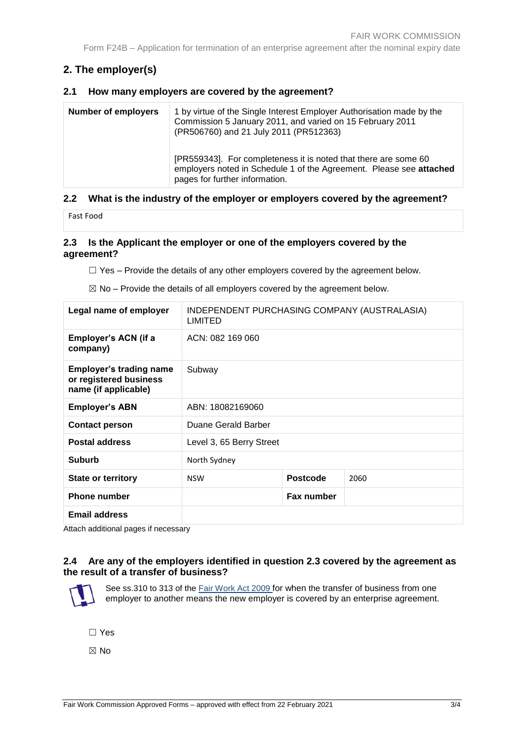## 2. The employer(s)

### 2.1 How many employers are covered by the agreement?

| Number of employers | 1 by virtue of the Single Interest Employer Authorisation made by the Commission 5 January 2011, and varied on 15 February 2011 (PR506760) and 21 July 2011 (PR512363)<br><br>[PR559343]. For completeness it is noted that there are some 60 employers noted in Schedule 1 of the Agreement. Please see **attached** pages for further information. |
|---|---|

### 2.2 What is the industry of the employer or employers covered by the agreement?

Fast Food

### 2.3 Is the Applicant the employer or one of the employers covered by the agreement?

☐ Yes – Provide the details of any other employers covered by the agreement below.

☒ No – Provide the details of all employers covered by the agreement below.

| **Legal name of employer** | INDEPENDENT PURCHASING COMPANY (AUSTRALASIA) LIMITED | | |
|---|---|---|---|
| **Employer's ACN (if a company)** | ACN: 082 169 060 | | |
| **Employer's trading name or registered business name (if applicable)** | Subway | | |
| **Employer's ABN** | ABN: 18082169060 | | |
| **Contact person** | Duane Gerald Barber | | |
| **Postal address** | Level 3, 65 Berry Street | | |
| **Suburb** | North Sydney | | |
| **State or territory** | NSW | **Postcode** | 2060 |
| **Phone number** | | **Fax number** | |
| **Email address** | | | |

Attach additional pages if necessary

### 2.4 Are any of the employers identified in question 2.3 covered by the agreement as the result of a transfer of business?

See ss.310 to 313 of the Fair Work Act 2009 for when the transfer of business from one employer to another means the new employer is covered by an enterprise agreement.

☐ Yes

☒ No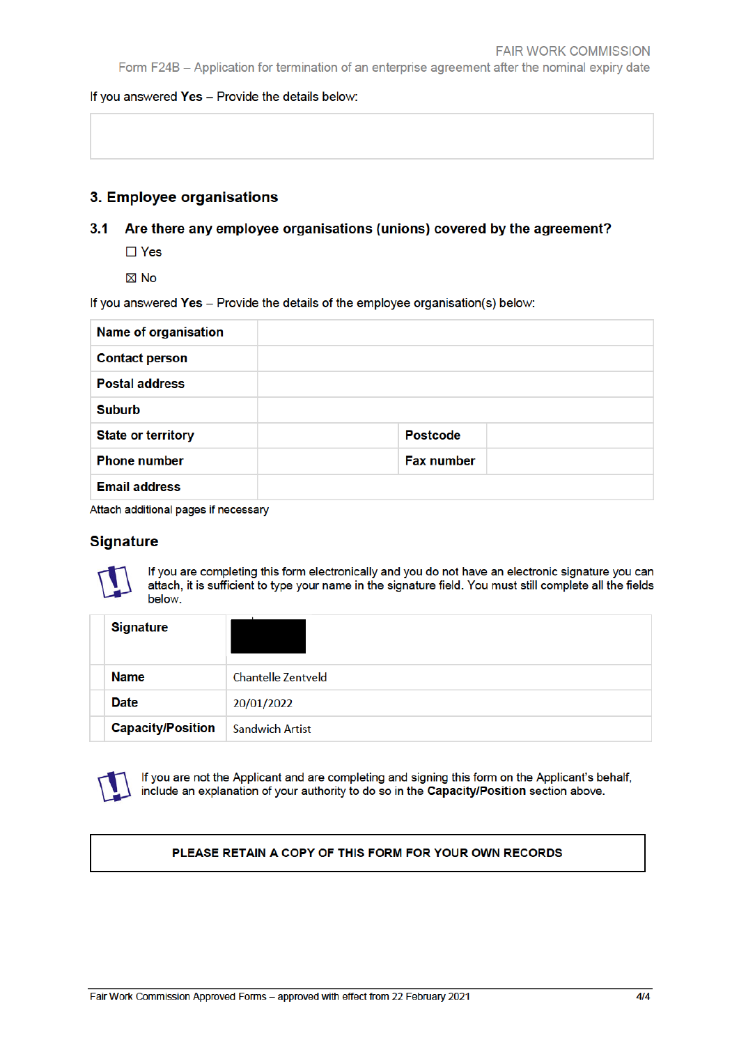If you answered **Yes** – Provide the details below:

## 3. Employee organisations

### 3.1 Are there any employee organisations (unions) covered by the agreement?

☐ Yes

☒ No

If you answered **Yes** – Provide the details of the employee organisation(s) below:

| | | | |
|---|---|---|---|
| **Name of organisation** | | | |
| **Contact person** | | | |
| **Postal address** | | | |
| **Suburb** | | | |
| **State or territory** | | **Postcode** | |
| **Phone number** | | **Fax number** | |
| **Email address** | | | |

Attach additional pages if necessary

## Signature

If you are completing this form electronically and you do not have an electronic signature you can attach, it is sufficient to type your name in the signature field. You must still complete all the fields below.

| | |
|---|---|
| **Signature** | |
| **Name** | Chantelle Zentveld |
| **Date** | 20/01/2022 |
| **Capacity/Position** | Sandwich Artist |

If you are not the Applicant and are completing and signing this form on the Applicant's behalf, include an explanation of your authority to do so in the **Capacity/Position** section above.

**PLEASE RETAIN A COPY OF THIS FORM FOR YOUR OWN RECORDS**